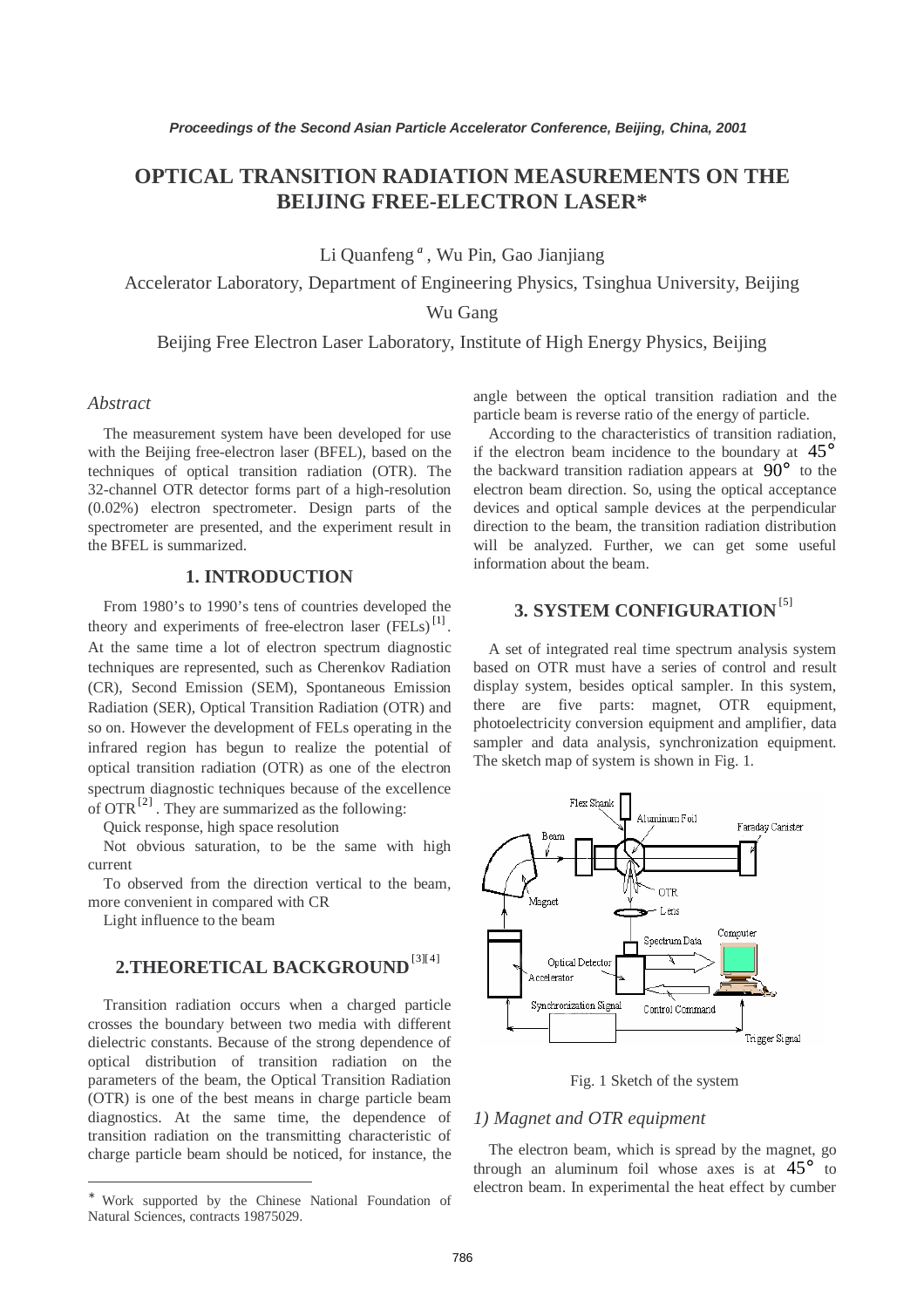# OPTICAL TRANSITION RADIATION MEASUREMENTS ON THE BEIJING FREE-ELECTRON LASER*

Li Quanfeng [a], Wu Pin, Gao Jianjiang

Accelerator Laboratory, Department of Engineering Physics, Tsinghua University, Beijing

Wu Gang

Beijing Free Electron Laser Laboratory, Institute of High Energy Physics, Beijing

*Abstract*

The measurement system have been developed for use with the Beijing free-electron laser (BFEL), based on the techniques of optical transition radiation (OTR). The 32-channel OTR detector forms part of a high-resolution (0.02%) electron spectrometer. Design parts of the spectrometer are presented, and the experiment result in the BFEL is summarized.

## 1. INTRODUCTION

From 1980's to 1990's tens of countries developed the theory and experiments of free-electron laser (FELs)[1]. At the same time a lot of electron spectrum diagnostic techniques are represented, such as Cherenkov Radiation (CR), Second Emission (SEM), Spontaneous Emission Radiation (SER), Optical Transition Radiation (OTR) and so on. However the development of FELs operating in the infrared region has begun to realize the potential of optical transition radiation (OTR) as one of the electron spectrum diagnostic techniques because of the excellence of OTR[2]. They are summarized as the following:

Quick response, high space resolution

Not obvious saturation, to be the same with high current

To observed from the direction vertical to the beam, more convenient in compared with CR

Light influence to the beam

## 2.THEORETICAL BACKGROUND[3][4]

Transition radiation occurs when a charged particle crosses the boundary between two media with different dielectric constants. Because of the strong dependence of optical distribution of transition radiation on the parameters of the beam, the Optical Transition Radiation (OTR) is one of the best means in charge particle beam diagnostics. At the same time, the dependence of transition radiation on the transmitting characteristic of charge particle beam should be noticed, for instance, the angle between the optical transition radiation and the particle beam is reverse ratio of the energy of particle.

According to the characteristics of transition radiation, if the electron beam incidence to the boundary at $45°$ the backward transition radiation appears at $90°$ to the electron beam direction. So, using the optical acceptance devices and optical sample devices at the perpendicular direction to the beam, the transition radiation distribution will be analyzed. Further, we can get some useful information about the beam.

## 3. SYSTEM CONFIGURATION[5]

A set of integrated real time spectrum analysis system based on OTR must have a series of control and result display system, besides optical sampler. In this system, there are five parts: magnet, OTR equipment, photoelectricity conversion equipment and amplifier, data sampler and data analysis, synchronization equipment. The sketch map of system is shown in Fig. 1.

Fig. 1 Sketch of the system

### *1) Magnet and OTR equipment*

The electron beam, which is spread by the magnet, go through an aluminum foil whose axes is at $45°$ to electron beam. In experimental the heat effect by cumber

* Work supported by the Chinese National Foundation of Natural Sciences, contracts 19875029.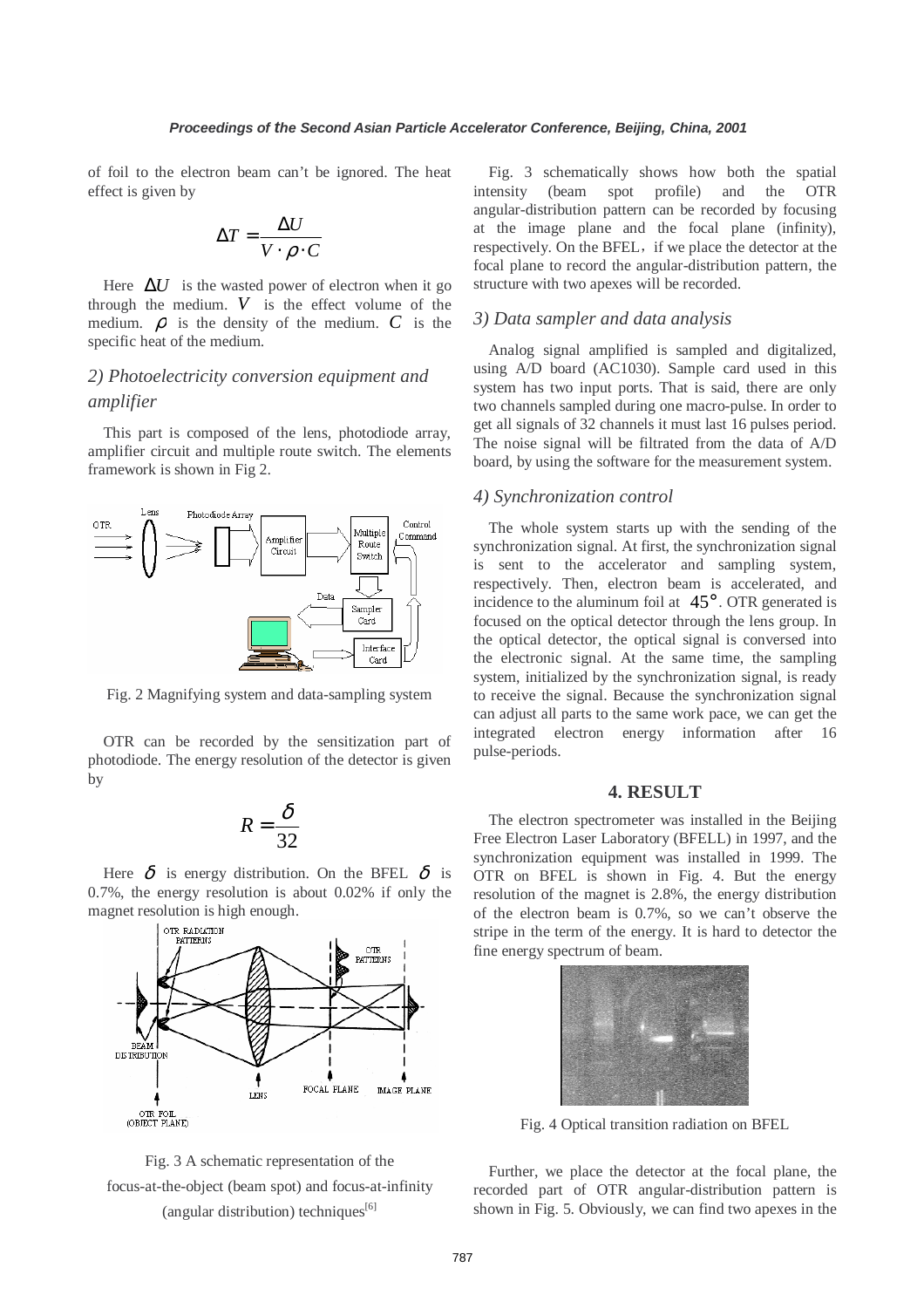of foil to the electron beam can't be ignored. The heat effect is given by

$$\Delta T = \frac{\Delta U}{V \cdot \rho \cdot C}$$

Here $\Delta U$ is the wasted power of electron when it go through the medium. $V$ is the effect volume of the medium. $\rho$ is the density of the medium. $C$ is the specific heat of the medium.

### *2) Photoelectricity conversion equipment and amplifier*

This part is composed of the lens, photodiode array, amplifier circuit and multiple route switch. The elements framework is shown in Fig 2.

Fig. 2 Magnifying system and data-sampling system

OTR can be recorded by the sensitization part of photodiode. The energy resolution of the detector is given by

$$R = \frac{\delta}{32}$$

Here $\delta$ is energy distribution. On the BFEL $\delta$ is 0.7%, the energy resolution is about 0.02% if only the magnet resolution is high enough.

Fig. 3 A schematic representation of the focus-at-the-object (beam spot) and focus-at-infinity (angular distribution) techniques[6]

Fig. 3 schematically shows how both the spatial intensity (beam spot profile) and the OTR angular-distribution pattern can be recorded by focusing at the image plane and the focal plane (infinity), respectively. On the BFEL，if we place the detector at the focal plane to record the angular-distribution pattern, the structure with two apexes will be recorded.

### *3) Data sampler and data analysis*

Analog signal amplified is sampled and digitalized, using A/D board (AC1030). Sample card used in this system has two input ports. That is said, there are only two channels sampled during one macro-pulse. In order to get all signals of 32 channels it must last 16 pulses period. The noise signal will be filtrated from the data of A/D board, by using the software for the measurement system.

### *4) Synchronization control*

The whole system starts up with the sending of the synchronization signal. At first, the synchronization signal is sent to the accelerator and sampling system, respectively. Then, electron beam is accelerated, and incidence to the aluminum foil at $45°$. OTR generated is focused on the optical detector through the lens group. In the optical detector, the optical signal is conversed into the electronic signal. At the same time, the sampling system, initialized by the synchronization signal, is ready to receive the signal. Because the synchronization signal can adjust all parts to the same work pace, we can get the integrated electron energy information after 16 pulse-periods.

## 4. RESULT

The electron spectrometer was installed in the Beijing Free Electron Laser Laboratory (BFELL) in 1997, and the synchronization equipment was installed in 1999. The OTR on BFEL is shown in Fig. 4. But the energy resolution of the magnet is 2.8%, the energy distribution of the electron beam is 0.7%, so we can't observe the stripe in the term of the energy. It is hard to detector the fine energy spectrum of beam.

Fig. 4 Optical transition radiation on BFEL

Further, we place the detector at the focal plane, the recorded part of OTR angular-distribution pattern is shown in Fig. 5. Obviously, we can find two apexes in the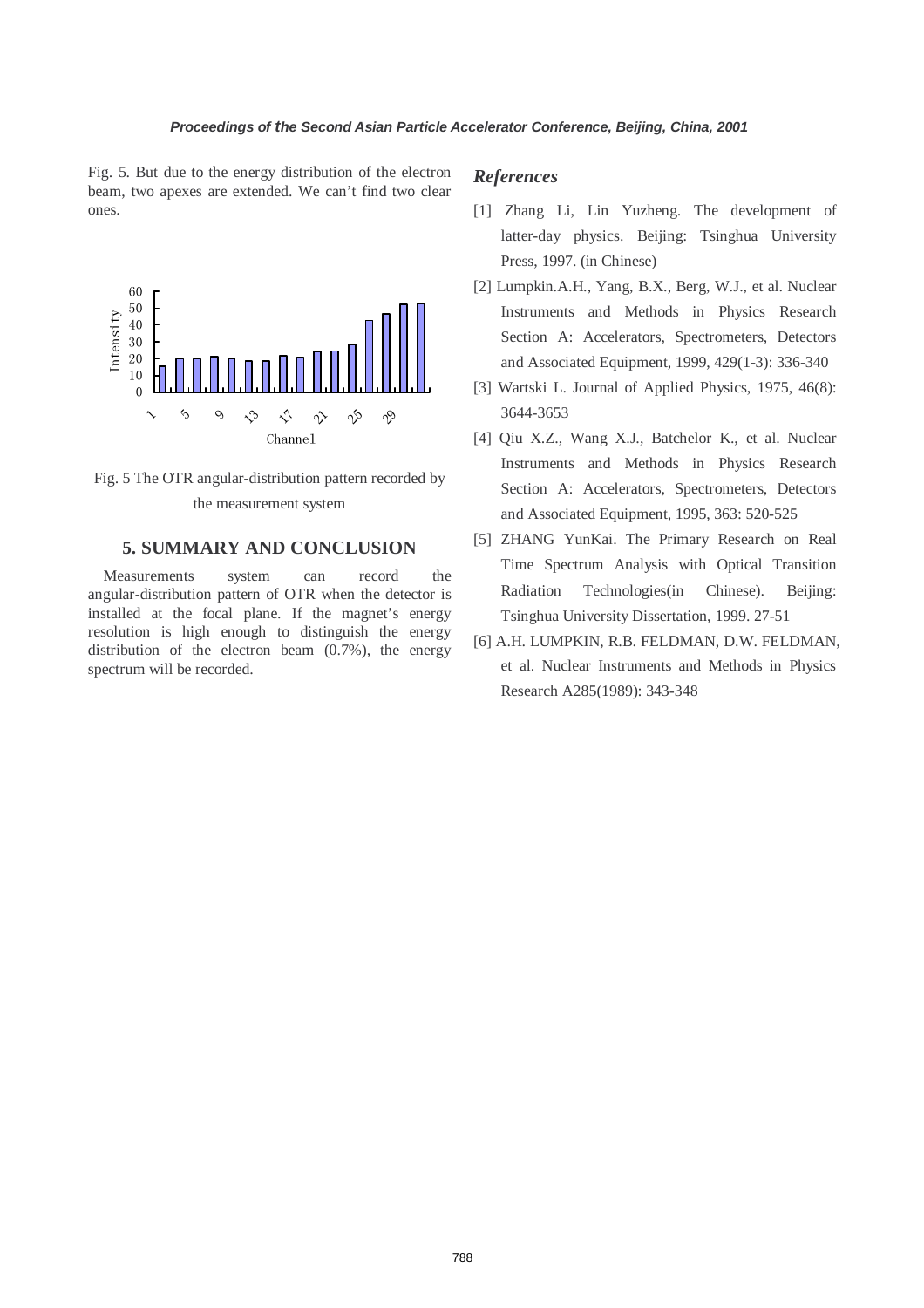Fig. 5. But due to the energy distribution of the electron beam, two apexes are extended. We can't find two clear ones.

60
50
40
30
20
10
0
Intensity
1
5
9
13
17
21
25
29
Channel

Fig. 5 The OTR angular-distribution pattern recorded by the measurement system

## 5. SUMMARY AND CONCLUSION

Measurements system can record the angular-distribution pattern of OTR when the detector is installed at the focal plane. If the magnet's energy resolution is high enough to distinguish the energy distribution of the electron beam (0.7%), the energy spectrum will be recorded.

## *References*

[1] Zhang Li, Lin Yuzheng. The development of latter-day physics. Beijing: Tsinghua University Press, 1997. (in Chinese)

[2] Lumpkin.A.H., Yang, B.X., Berg, W.J., et al. Nuclear Instruments and Methods in Physics Research Section A: Accelerators, Spectrometers, Detectors and Associated Equipment, 1999, 429(1-3): 336-340

[3] Wartski L. Journal of Applied Physics, 1975, 46(8): 3644-3653

[4] Qiu X.Z., Wang X.J., Batchelor K., et al. Nuclear Instruments and Methods in Physics Research Section A: Accelerators, Spectrometers, Detectors and Associated Equipment, 1995, 363: 520-525

[5] ZHANG YunKai. The Primary Research on Real Time Spectrum Analysis with Optical Transition Radiation Technologies(in Chinese). Beijing: Tsinghua University Dissertation, 1999. 27-51

[6] A.H. LUMPKIN, R.B. FELDMAN, D.W. FELDMAN, et al. Nuclear Instruments and Methods in Physics Research A285(1989): 343-348